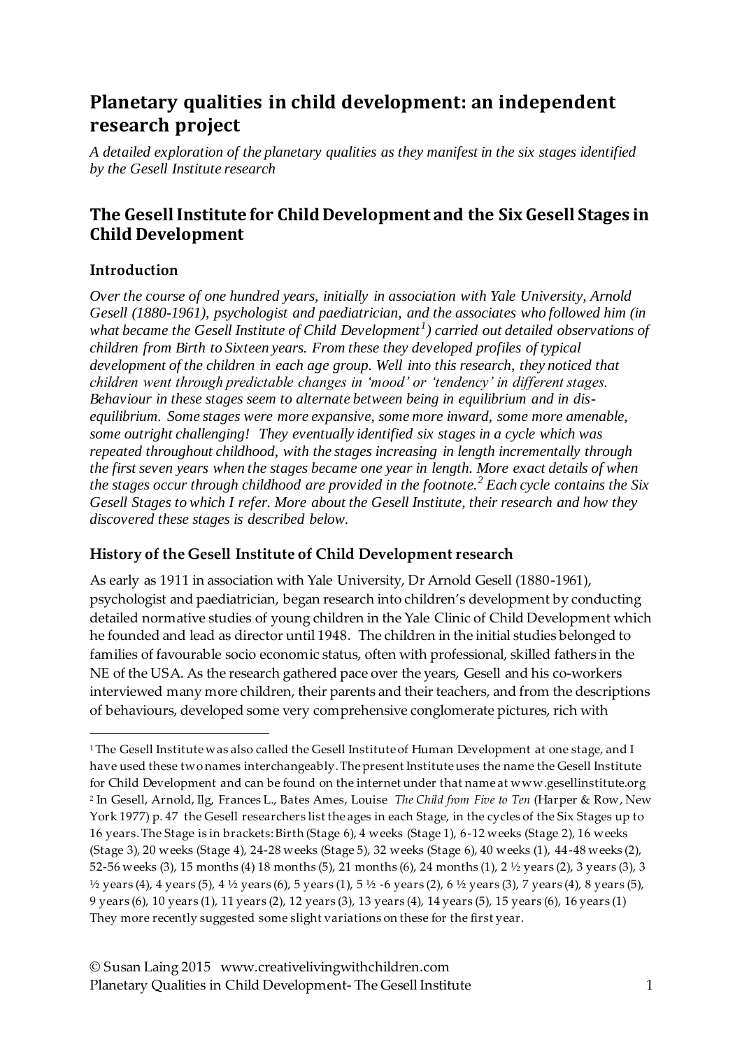# Planetary qualities in child development: an independent research project

*A detailed exploration of the planetary qualities as they manifest in the six stages identified by the Gesell Institute research*

## The Gesell Institute for Child Development and the Six Gesell Stages in Child Development

### Introduction

*Over the course of one hundred years, initially in association with Yale University, Arnold Gesell (1880-1961), psychologist and paediatrician, and the associates who followed him (in what became the Gesell Institute of Child Development[1]) carried out detailed observations of children from Birth to Sixteen years. From these they developed profiles of typical development of the children in each age group. Well into this research, they noticed that children went through predictable changes in 'mood' or 'tendency' in different stages. Behaviour in these stages seem to alternate between being in equilibrium and in dis-equilibrium. Some stages were more expansive, some more inward, some more amenable, some outright challenging! They eventually identified six stages in a cycle which was repeated throughout childhood, with the stages increasing in length incrementally through the first seven years when the stages became one year in length. More exact details of when the stages occur through childhood are provided in the footnote.[2] Each cycle contains the Six Gesell Stages to which I refer. More about the Gesell Institute, their research and how they discovered these stages is described below.*

### History of the Gesell Institute of Child Development research

As early as 1911 in association with Yale University, Dr Arnold Gesell (1880-1961), psychologist and paediatrician, began research into children's development by conducting detailed normative studies of young children in the Yale Clinic of Child Development which he founded and lead as director until 1948. The children in the initial studies belonged to families of favourable socio economic status, often with professional, skilled fathers in the NE of the USA. As the research gathered pace over the years, Gesell and his co-workers interviewed many more children, their parents and their teachers, and from the descriptions of behaviours, developed some very comprehensive conglomerate pictures, rich with

---

[1] The Gesell Institute was also called the Gesell Institute of Human Development at one stage, and I have used these two names interchangeably. The present Institute uses the name the Gesell Institute for Child Development and can be found on the internet under that name at www.gesellinstitute.org

[2] In Gesell, Arnold, Ilg, Frances L., Bates Ames, Louise *The Child from Five to Ten* (Harper & Row, New York 1977) p. 47 the Gesell researchers list the ages in each Stage, in the cycles of the Six Stages up to 16 years. The Stage is in brackets: Birth (Stage 6), 4 weeks (Stage 1), 6-12 weeks (Stage 2), 16 weeks (Stage 3), 20 weeks (Stage 4), 24-28 weeks (Stage 5), 32 weeks (Stage 6), 40 weeks (1), 44-48 weeks (2), 52-56 weeks (3), 15 months (4) 18 months (5), 21 months (6), 24 months (1), 2 ½ years (2), 3 years (3), 3 ½ years (4), 4 years (5), 4 ½ years (6), 5 years (1), 5 ½ -6 years (2), 6 ½ years (3), 7 years (4), 8 years (5), 9 years (6), 10 years (1), 11 years (2), 12 years (3), 13 years (4), 14 years (5), 15 years (6), 16 years (1) They more recently suggested some slight variations on these for the first year.

© Susan Laing 2015 www.creativelivingwithchildren.com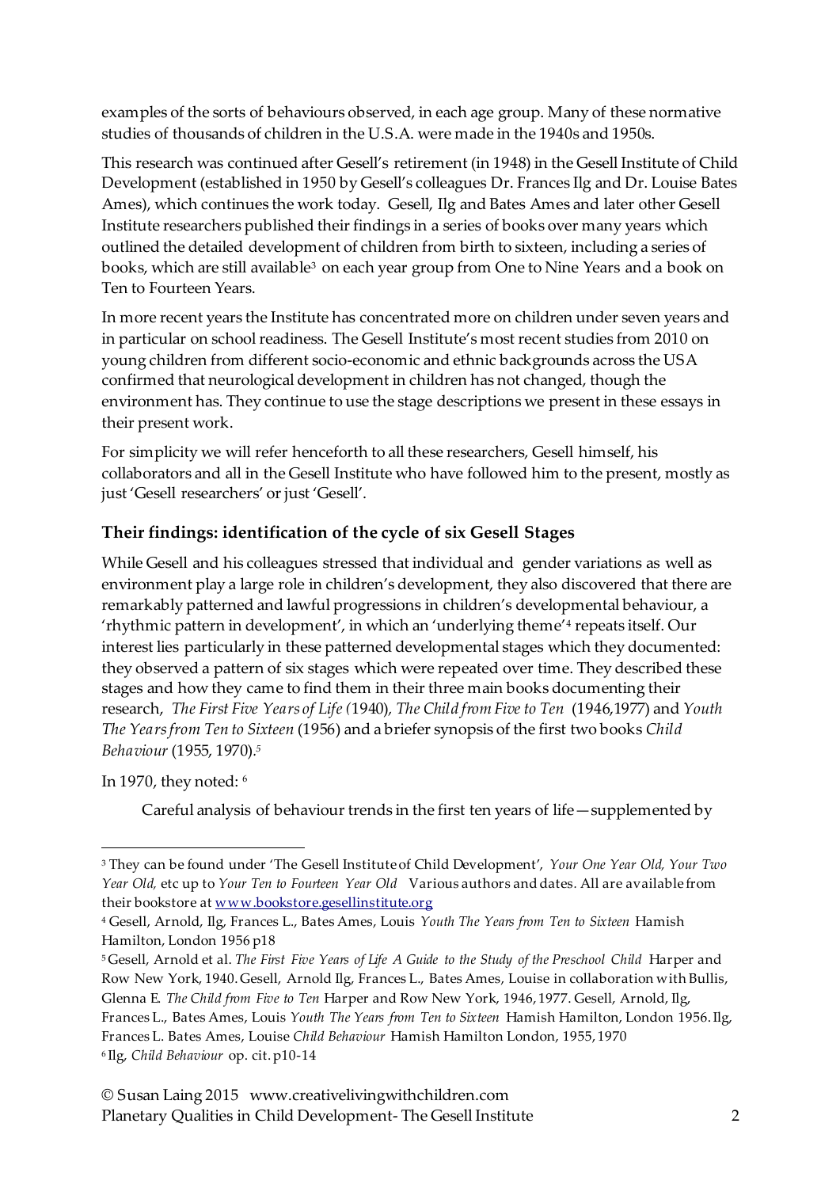examples of the sorts of behaviours observed, in each age group. Many of these normative studies of thousands of children in the U.S.A. were made in the 1940s and 1950s.

This research was continued after Gesell's retirement (in 1948) in the Gesell Institute of Child Development (established in 1950 by Gesell's colleagues Dr. Frances Ilg and Dr. Louise Bates Ames), which continues the work today. Gesell, Ilg and Bates Ames and later other Gesell Institute researchers published their findings in a series of books over many years which outlined the detailed development of children from birth to sixteen, including a series of books, which are still available[3] on each year group from One to Nine Years and a book on Ten to Fourteen Years.

In more recent years the Institute has concentrated more on children under seven years and in particular on school readiness. The Gesell Institute's most recent studies from 2010 on young children from different socio-economic and ethnic backgrounds across the USA confirmed that neurological development in children has not changed, though the environment has. They continue to use the stage descriptions we present in these essays in their present work.

For simplicity we will refer henceforth to all these researchers, Gesell himself, his collaborators and all in the Gesell Institute who have followed him to the present, mostly as just 'Gesell researchers' or just 'Gesell'.

### Their findings: identification of the cycle of six Gesell Stages

While Gesell and his colleagues stressed that individual and gender variations as well as environment play a large role in children's development, they also discovered that there are remarkably patterned and lawful progressions in children's developmental behaviour, a 'rhythmic pattern in development', in which an 'underlying theme'[4] repeats itself. Our interest lies particularly in these patterned developmental stages which they documented: they observed a pattern of six stages which were repeated over time. They described these stages and how they came to find them in their three main books documenting their research, *The First Five Years of Life* (1940), *The Child from Five to Ten* (1946,1977) and *Youth The Years from Ten to Sixteen* (1956) and a briefer synopsis of the first two books *Child Behaviour* (1955, 1970).[5]

In 1970, they noted: [6]

> Careful analysis of behaviour trends in the first ten years of life—supplemented by

---

[3] They can be found under 'The Gesell Institute of Child Development', *Your One Year Old, Your Two Year Old,* etc up to *Your Ten to Fourteen Year Old* Various authors and dates. All are available from their bookstore at www.bookstore.gesellinstitute.org

[4] Gesell, Arnold, Ilg, Frances L., Bates Ames, Louis *Youth The Years from Ten to Sixteen* Hamish Hamilton, London 1956 p18

[5] Gesell, Arnold et al. *The First Five Years of Life A Guide to the Study of the Preschool Child* Harper and Row New York, 1940. Gesell, Arnold Ilg, Frances L., Bates Ames, Louise in collaboration with Bullis, Glenna E. *The Child from Five to Ten* Harper and Row New York, 1946, 1977. Gesell, Arnold, Ilg, Frances L., Bates Ames, Louis *Youth The Years from Ten to Sixteen* Hamish Hamilton, London 1956. Ilg, Frances L. Bates Ames, Louise *Child Behaviour* Hamish Hamilton London, 1955, 1970

[6] Ilg, *Child Behaviour* op. cit. p10-14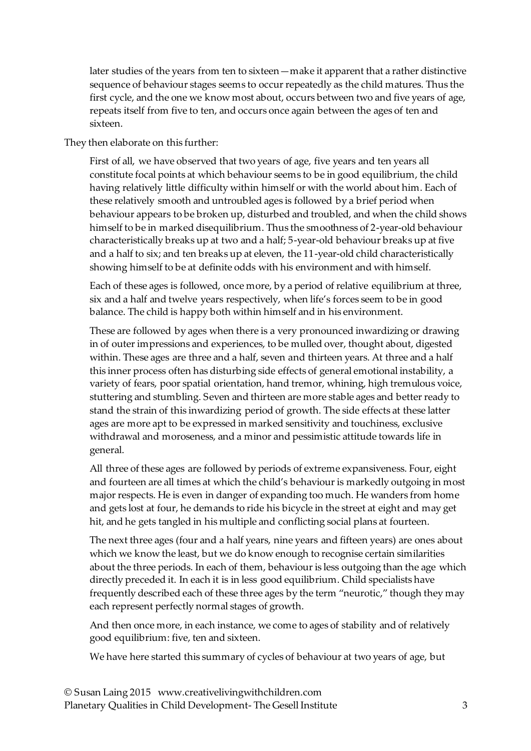> later studies of the years from ten to sixteen—make it apparent that a rather distinctive sequence of behaviour stages seems to occur repeatedly as the child matures. Thus the first cycle, and the one we know most about, occurs between two and five years of age, repeats itself from five to ten, and occurs once again between the ages of ten and sixteen.

They then elaborate on this further:

> First of all, we have observed that two years of age, five years and ten years all constitute focal points at which behaviour seems to be in good equilibrium, the child having relatively little difficulty within himself or with the world about him. Each of these relatively smooth and untroubled ages is followed by a brief period when behaviour appears to be broken up, disturbed and troubled, and when the child shows himself to be in marked disequilibrium. Thus the smoothness of 2-year-old behaviour characteristically breaks up at two and a half; 5-year-old behaviour breaks up at five and a half to six; and ten breaks up at eleven, the 11-year-old child characteristically showing himself to be at definite odds with his environment and with himself.
>
> Each of these ages is followed, once more, by a period of relative equilibrium at three, six and a half and twelve years respectively, when life's forces seem to be in good balance. The child is happy both within himself and in his environment.
>
> These are followed by ages when there is a very pronounced inwardizing or drawing in of outer impressions and experiences, to be mulled over, thought about, digested within. These ages are three and a half, seven and thirteen years. At three and a half this inner process often has disturbing side effects of general emotional instability, a variety of fears, poor spatial orientation, hand tremor, whining, high tremulous voice, stuttering and stumbling. Seven and thirteen are more stable ages and better ready to stand the strain of this inwardizing period of growth. The side effects at these latter ages are more apt to be expressed in marked sensitivity and touchiness, exclusive withdrawal and moroseness, and a minor and pessimistic attitude towards life in general.
>
> All three of these ages are followed by periods of extreme expansiveness. Four, eight and fourteen are all times at which the child's behaviour is markedly outgoing in most major respects. He is even in danger of expanding too much. He wanders from home and gets lost at four, he demands to ride his bicycle in the street at eight and may get hit, and he gets tangled in his multiple and conflicting social plans at fourteen.
>
> The next three ages (four and a half years, nine years and fifteen years) are ones about which we know the least, but we do know enough to recognise certain similarities about the three periods. In each of them, behaviour is less outgoing than the age which directly preceded it. In each it is in less good equilibrium. Child specialists have frequently described each of these three ages by the term "neurotic," though they may each represent perfectly normal stages of growth.
>
> And then once more, in each instance, we come to ages of stability and of relatively good equilibrium: five, ten and sixteen.
>
> We have here started this summary of cycles of behaviour at two years of age, but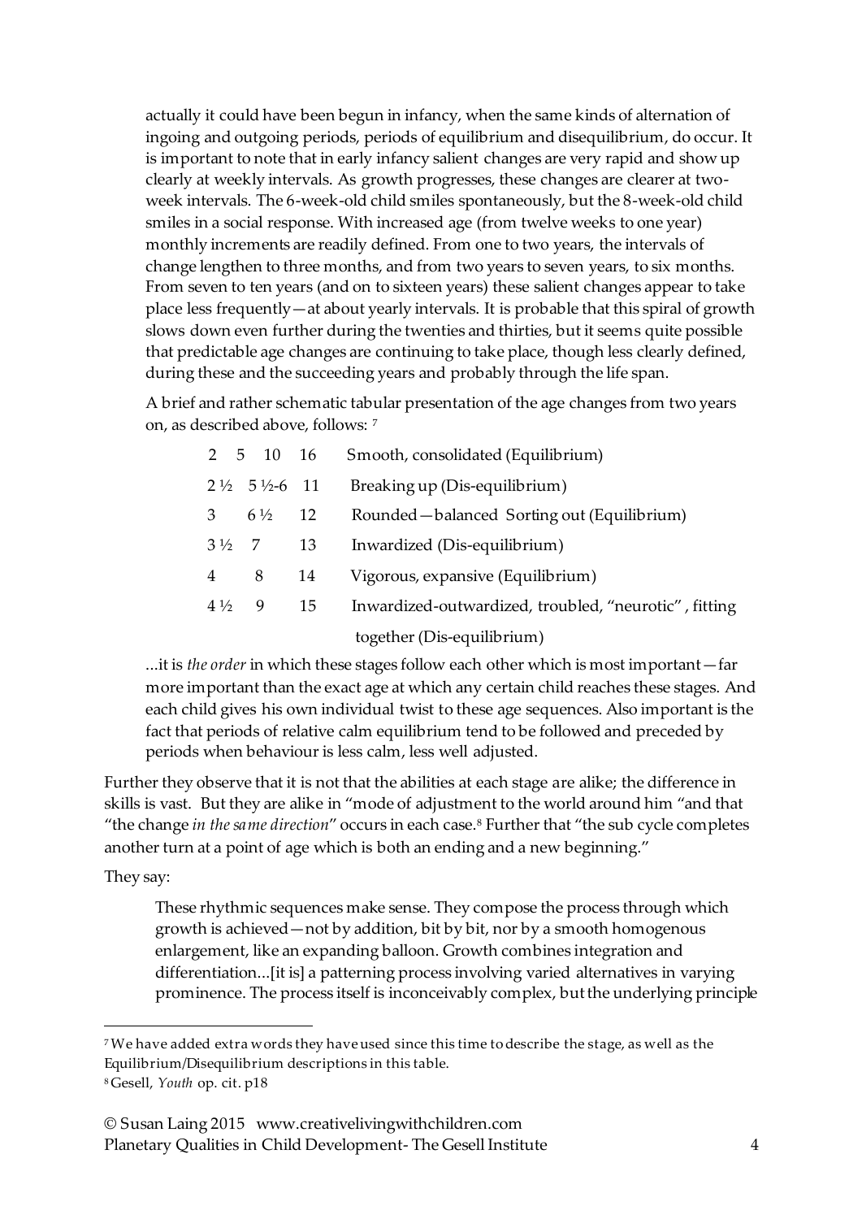> actually it could have been begun in infancy, when the same kinds of alternation of ingoing and outgoing periods, periods of equilibrium and disequilibrium, do occur. It is important to note that in early infancy salient changes are very rapid and show up clearly at weekly intervals. As growth progresses, these changes are clearer at two-week intervals. The 6-week-old child smiles spontaneously, but the 8-week-old child smiles in a social response. With increased age (from twelve weeks to one year) monthly increments are readily defined. From one to two years, the intervals of change lengthen to three months, and from two years to seven years, to six months. From seven to ten years (and on to sixteen years) these salient changes appear to take place less frequently—at about yearly intervals. It is probable that this spiral of growth slows down even further during the twenties and thirties, but it seems quite possible that predictable age changes are continuing to take place, though less clearly defined, during these and the succeeding years and probably through the life span.
>
> A brief and rather schematic tabular presentation of the age changes from two years on, as described above, follows: [7]

| | | | |
|---|---|---|---|
| 2 | 5 | 10 | 16 Smooth, consolidated (Equilibrium) |
| 2 ½ | 5 ½-6 | 11 | Breaking up (Dis-equilibrium) |
| 3 | 6 ½ | 12 | Rounded—balanced Sorting out (Equilibrium) |
| 3 ½ | 7 | 13 | Inwardized (Dis-equilibrium) |
| 4 | 8 | 14 | Vigorous, expansive (Equilibrium) |
| 4 ½ | 9 | 15 | Inwardized-outwardized, troubled, "neurotic", fitting together (Dis-equilibrium) |

> ...it is *the order* in which these stages follow each other which is most important—far more important than the exact age at which any certain child reaches these stages. And each child gives his own individual twist to these age sequences. Also important is the fact that periods of relative calm equilibrium tend to be followed and preceded by periods when behaviour is less calm, less well adjusted.

Further they observe that it is not that the abilities at each stage are alike; the difference in skills is vast. But they are alike in "mode of adjustment to the world around him "and that "the change *in the same direction*" occurs in each case.[8] Further that "the sub cycle completes another turn at a point of age which is both an ending and a new beginning."

They say:

> These rhythmic sequences make sense. They compose the process through which growth is achieved—not by addition, bit by bit, nor by a smooth homogenous enlargement, like an expanding balloon. Growth combines integration and differentiation...[it is] a patterning process involving varied alternatives in varying prominence. The process itself is inconceivably complex, but the underlying principle

[7] We have added extra words they have used since this time to describe the stage, as well as the Equilibrium/Disequilibrium descriptions in this table.

[8] Gesell, *Youth* op. cit. p18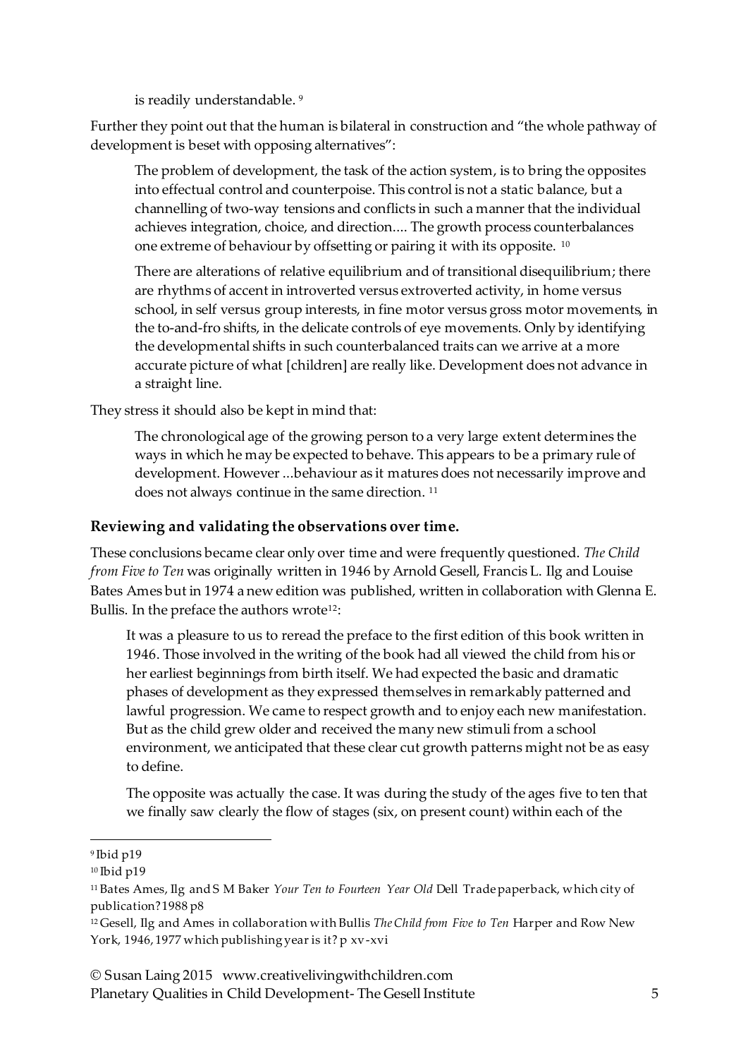> is readily understandable. [9]

Further they point out that the human is bilateral in construction and "the whole pathway of development is beset with opposing alternatives":

> The problem of development, the task of the action system, is to bring the opposites into effectual control and counterpoise. This control is not a static balance, but a channelling of two-way tensions and conflicts in such a manner that the individual achieves integration, choice, and direction.... The growth process counterbalances one extreme of behaviour by offsetting or pairing it with its opposite. [10]
>
> There are alterations of relative equilibrium and of transitional disequilibrium; there are rhythms of accent in introverted versus extroverted activity, in home versus school, in self versus group interests, in fine motor versus gross motor movements, in the to-and-fro shifts, in the delicate controls of eye movements. Only by identifying the developmental shifts in such counterbalanced traits can we arrive at a more accurate picture of what [children] are really like. Development does not advance in a straight line.

They stress it should also be kept in mind that:

> The chronological age of the growing person to a very large extent determines the ways in which he may be expected to behave. This appears to be a primary rule of development. However ...behaviour as it matures does not necessarily improve and does not always continue in the same direction. [11]

### Reviewing and validating the observations over time.

These conclusions became clear only over time and were frequently questioned. *The Child from Five to Ten* was originally written in 1946 by Arnold Gesell, Francis L. Ilg and Louise Bates Ames but in 1974 a new edition was published, written in collaboration with Glenna E. Bullis. In the preface the authors wrote[12]:

> It was a pleasure to us to reread the preface to the first edition of this book written in 1946. Those involved in the writing of the book had all viewed the child from his or her earliest beginnings from birth itself. We had expected the basic and dramatic phases of development as they expressed themselves in remarkably patterned and lawful progression. We came to respect growth and to enjoy each new manifestation. But as the child grew older and received the many new stimuli from a school environment, we anticipated that these clear cut growth patterns might not be as easy to define.
>
> The opposite was actually the case. It was during the study of the ages five to ten that we finally saw clearly the flow of stages (six, on present count) within each of the

---

[9] Ibid p19

[10] Ibid p19

[11] Bates Ames, Ilg and S M Baker *Your Ten to Fourteen Year Old* Dell Trade paperback, which city of publication? 1988 p8

[12] Gesell, Ilg and Ames in collaboration with Bullis *The Child from Five to Ten* Harper and Row New York, 1946, 1977 which publishing year is it? p xv-xvi

© Susan Laing 2015 www.creativelivingwithchildren.com
Planetary Qualities in Child Development- The Gesell Institute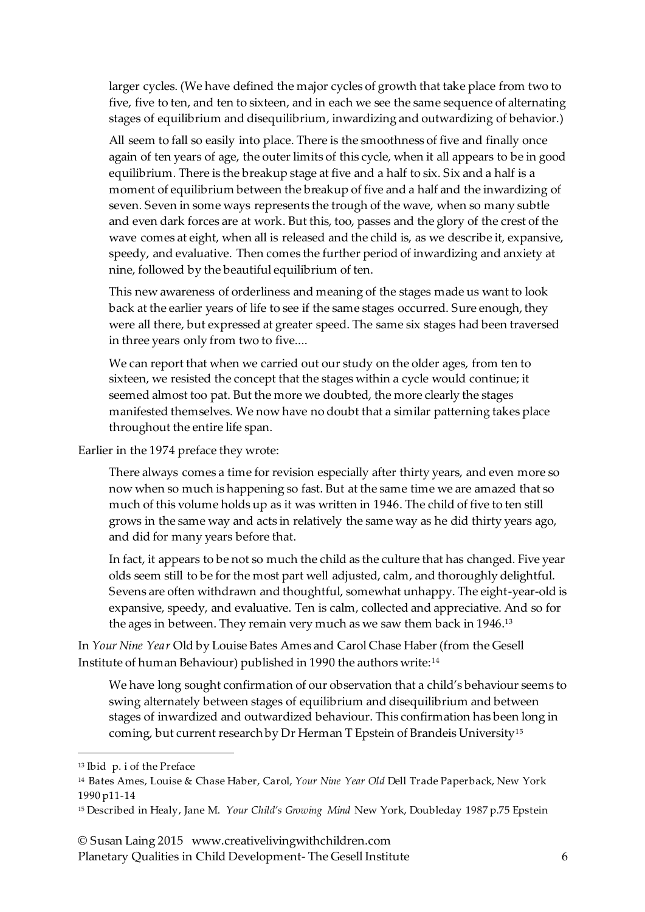> larger cycles. (We have defined the major cycles of growth that take place from two to five, five to ten, and ten to sixteen, and in each we see the same sequence of alternating stages of equilibrium and disequilibrium, inwardizing and outwardizing of behavior.)
>
> All seem to fall so easily into place. There is the smoothness of five and finally once again of ten years of age, the outer limits of this cycle, when it all appears to be in good equilibrium. There is the breakup stage at five and a half to six. Six and a half is a moment of equilibrium between the breakup of five and a half and the inwardizing of seven. Seven in some ways represents the trough of the wave, when so many subtle and even dark forces are at work. But this, too, passes and the glory of the crest of the wave comes at eight, when all is released and the child is, as we describe it, expansive, speedy, and evaluative. Then comes the further period of inwardizing and anxiety at nine, followed by the beautiful equilibrium of ten.
>
> This new awareness of orderliness and meaning of the stages made us want to look back at the earlier years of life to see if the same stages occurred. Sure enough, they were all there, but expressed at greater speed. The same six stages had been traversed in three years only from two to five....
>
> We can report that when we carried out our study on the older ages, from ten to sixteen, we resisted the concept that the stages within a cycle would continue; it seemed almost too pat. But the more we doubted, the more clearly the stages manifested themselves. We now have no doubt that a similar patterning takes place throughout the entire life span.

Earlier in the 1974 preface they wrote:

> There always comes a time for revision especially after thirty years, and even more so now when so much is happening so fast. But at the same time we are amazed that so much of this volume holds up as it was written in 1946. The child of five to ten still grows in the same way and acts in relatively the same way as he did thirty years ago, and did for many years before that.
>
> In fact, it appears to be not so much the child as the culture that has changed. Five year olds seem still to be for the most part well adjusted, calm, and thoroughly delightful. Sevens are often withdrawn and thoughtful, somewhat unhappy. The eight-year-old is expansive, speedy, and evaluative. Ten is calm, collected and appreciative. And so for the ages in between. They remain very much as we saw them back in 1946.[13]

In *Your Nine Year* Old by Louise Bates Ames and Carol Chase Haber (from the Gesell Institute of human Behaviour) published in 1990 the authors write:[14]

> We have long sought confirmation of our observation that a child's behaviour seems to swing alternately between stages of equilibrium and disequilibrium and between stages of inwardized and outwardized behaviour. This confirmation has been long in coming, but current research by Dr Herman T Epstein of Brandeis University[15]

---

[13] Ibid p. i of the Preface

[14] Bates Ames, Louise & Chase Haber, Carol, *Your Nine Year Old* Dell Trade Paperback, New York 1990 p11-14

[15] Described in Healy, Jane M. *Your Child's Growing Mind* New York, Doubleday 1987 p.75 Epstein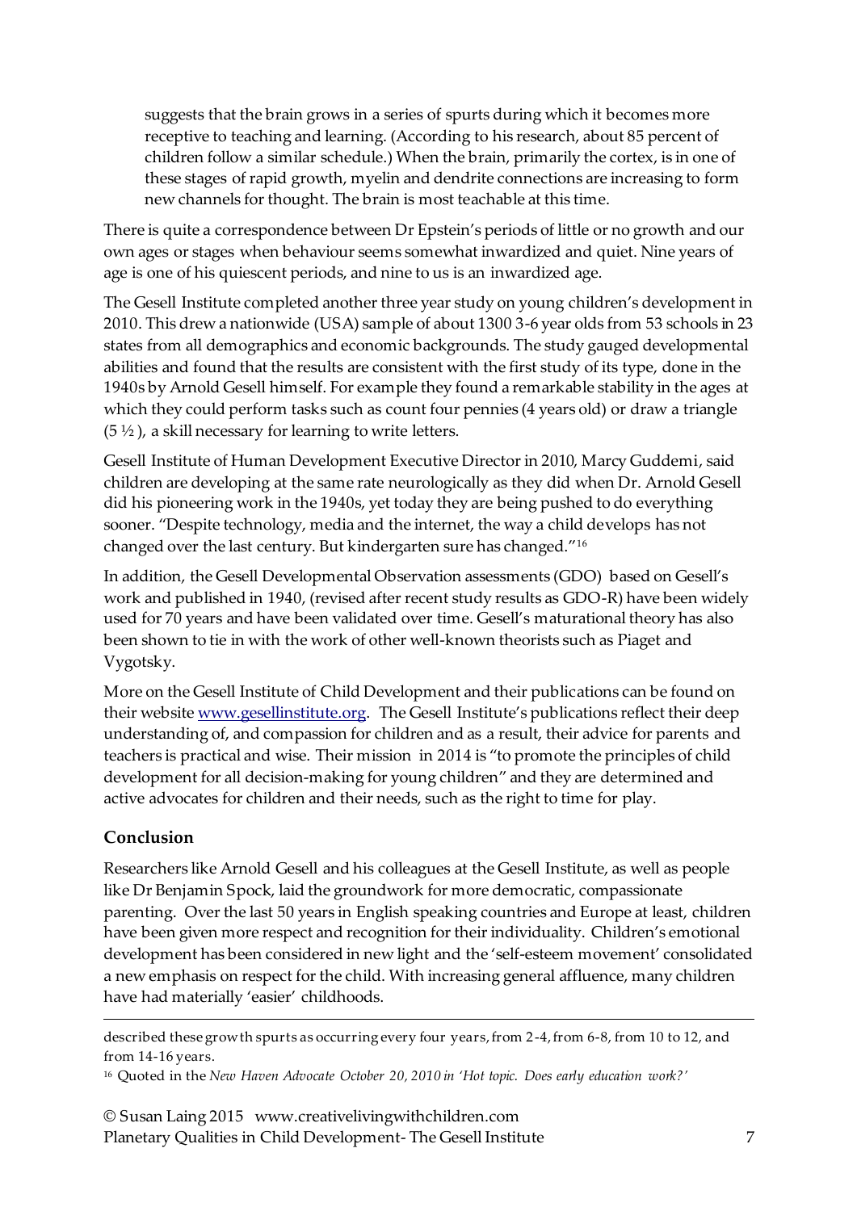> suggests that the brain grows in a series of spurts during which it becomes more receptive to teaching and learning. (According to his research, about 85 percent of children follow a similar schedule.) When the brain, primarily the cortex, is in one of these stages of rapid growth, myelin and dendrite connections are increasing to form new channels for thought. The brain is most teachable at this time.

There is quite a correspondence between Dr Epstein's periods of little or no growth and our own ages or stages when behaviour seems somewhat inwardized and quiet. Nine years of age is one of his quiescent periods, and nine to us is an inwardized age.

The Gesell Institute completed another three year study on young children's development in 2010. This drew a nationwide (USA) sample of about 1300 3-6 year olds from 53 schools in 23 states from all demographics and economic backgrounds. The study gauged developmental abilities and found that the results are consistent with the first study of its type, done in the 1940s by Arnold Gesell himself. For example they found a remarkable stability in the ages at which they could perform tasks such as count four pennies (4 years old) or draw a triangle (5 ½), a skill necessary for learning to write letters.

Gesell Institute of Human Development Executive Director in 2010, Marcy Guddemi, said children are developing at the same rate neurologically as they did when Dr. Arnold Gesell did his pioneering work in the 1940s, yet today they are being pushed to do everything sooner. "Despite technology, media and the internet, the way a child develops has not changed over the last century. But kindergarten sure has changed."[16]

In addition, the Gesell Developmental Observation assessments (GDO) based on Gesell's work and published in 1940, (revised after recent study results as GDO-R) have been widely used for 70 years and have been validated over time. Gesell's maturational theory has also been shown to tie in with the work of other well-known theorists such as Piaget and Vygotsky.

More on the Gesell Institute of Child Development and their publications can be found on their website [www.gesellinstitute.org](http://www.gesellinstitute.org). The Gesell Institute's publications reflect their deep understanding of, and compassion for children and as a result, their advice for parents and teachers is practical and wise. Their mission in 2014 is "to promote the principles of child development for all decision-making for young children" and they are determined and active advocates for children and their needs, such as the right to time for play.

### Conclusion

Researchers like Arnold Gesell and his colleagues at the Gesell Institute, as well as people like Dr Benjamin Spock, laid the groundwork for more democratic, compassionate parenting. Over the last 50 years in English speaking countries and Europe at least, children have been given more respect and recognition for their individuality. Children's emotional development has been considered in new light and the 'self-esteem movement' consolidated a new emphasis on respect for the child. With increasing general affluence, many children have had materially 'easier' childhoods.

---

described these growth spurts as occurring every four years, from 2-4, from 6-8, from 10 to 12, and from 14-16 years.

[16] Quoted in the *New Haven Advocate October 20, 2010 in 'Hot topic. Does early education work?'*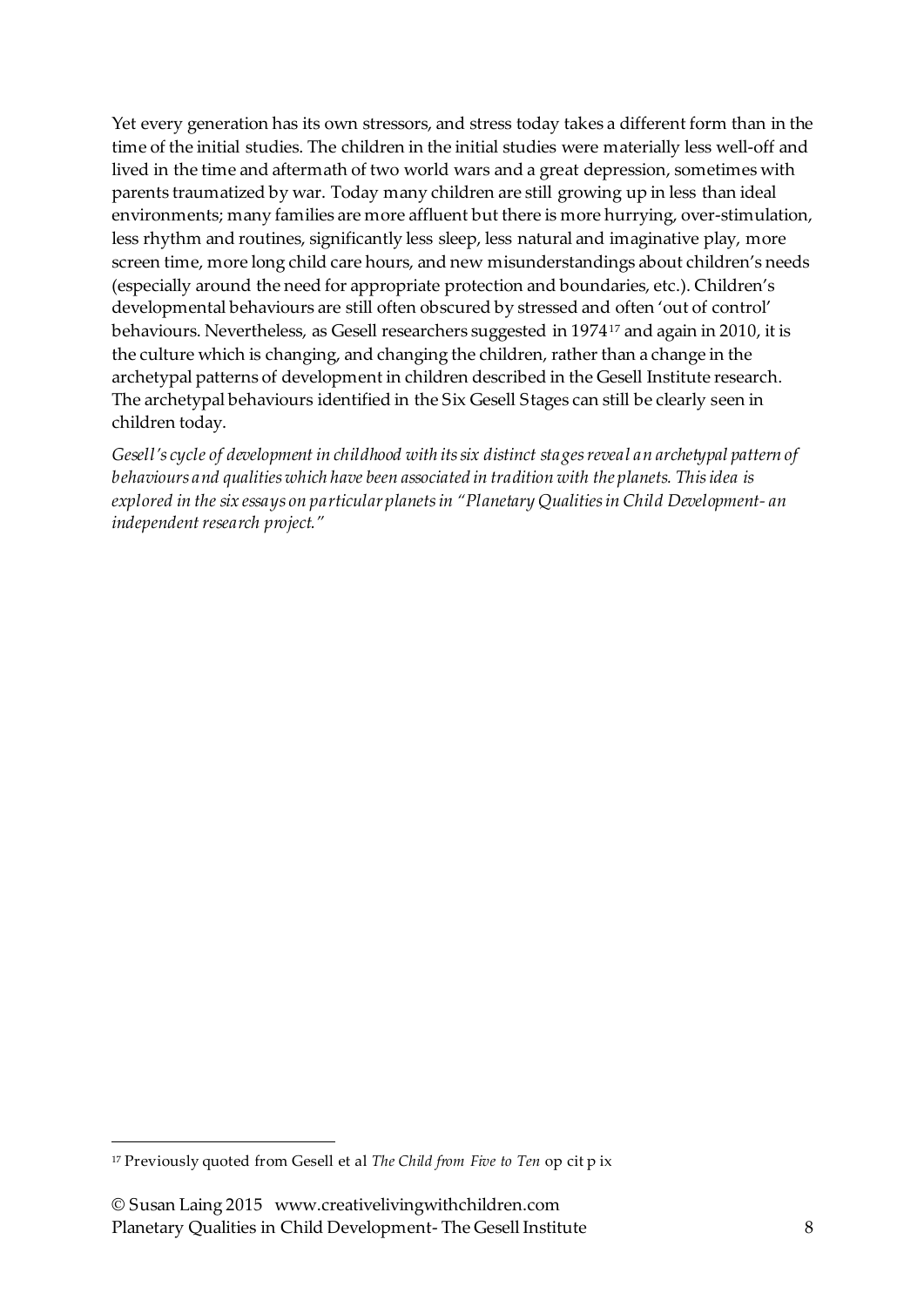Yet every generation has its own stressors, and stress today takes a different form than in the time of the initial studies. The children in the initial studies were materially less well-off and lived in the time and aftermath of two world wars and a great depression, sometimes with parents traumatized by war. Today many children are still growing up in less than ideal environments; many families are more affluent but there is more hurrying, over-stimulation, less rhythm and routines, significantly less sleep, less natural and imaginative play, more screen time, more long child care hours, and new misunderstandings about children's needs (especially around the need for appropriate protection and boundaries, etc.). Children's developmental behaviours are still often obscured by stressed and often 'out of control' behaviours. Nevertheless, as Gesell researchers suggested in 1974[17] and again in 2010, it is the culture which is changing, and changing the children, rather than a change in the archetypal patterns of development in children described in the Gesell Institute research. The archetypal behaviours identified in the Six Gesell Stages can still be clearly seen in children today.

*Gesell's cycle of development in childhood with its six distinct stages reveal an archetypal pattern of behaviours and qualities which have been associated in tradition with the planets. This idea is explored in the six essays on particular planets in "Planetary Qualities in Child Development- an independent research project."*

---

[17] Previously quoted from Gesell et al *The Child from Five to Ten* op cit p ix

© Susan Laing 2015 www.creativelivingwithchildren.com
Planetary Qualities in Child Development- The Gesell Institute